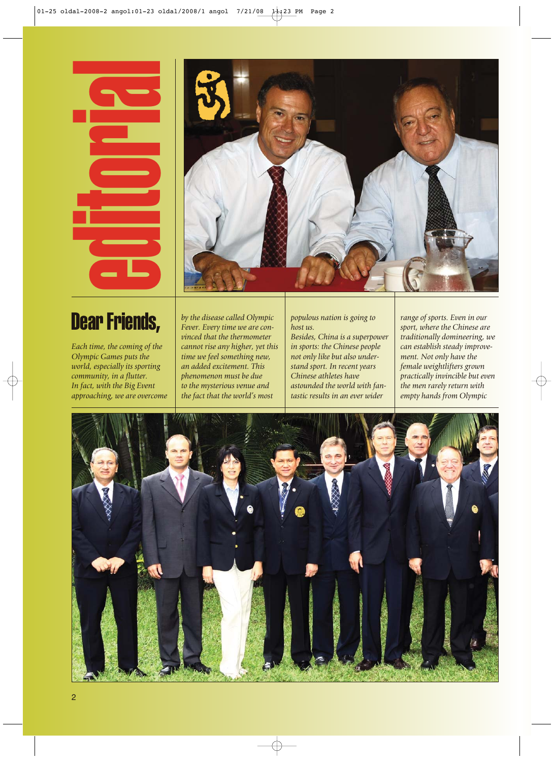# editorial

## Dear Friends,

*Each time, the coming of the Olympic Games puts the world, especially its sporting community, in a flutter. In fact, with the Big Event approaching, we are overcome by the disease called Olympic Fever. Every time we are convinced that the thermometer cannot rise any higher, yet this time we feel something new, an added excitement. This phenomenon must be due to the mysterious venue and the fact that the world's most populous nation is going to host us.*

*Besides, China is a superpower in sports: the Chinese people not only like but also understand sport. In recent years Chinese athletes have astounded the world with fantastic results in an ever wider range of sports. Even in our sport, where the Chinese are traditionally domineering, we can establish steady improvement. Not only have the female weightlifters grown practically invincible but even the men rarely return with empty hands from Olympic*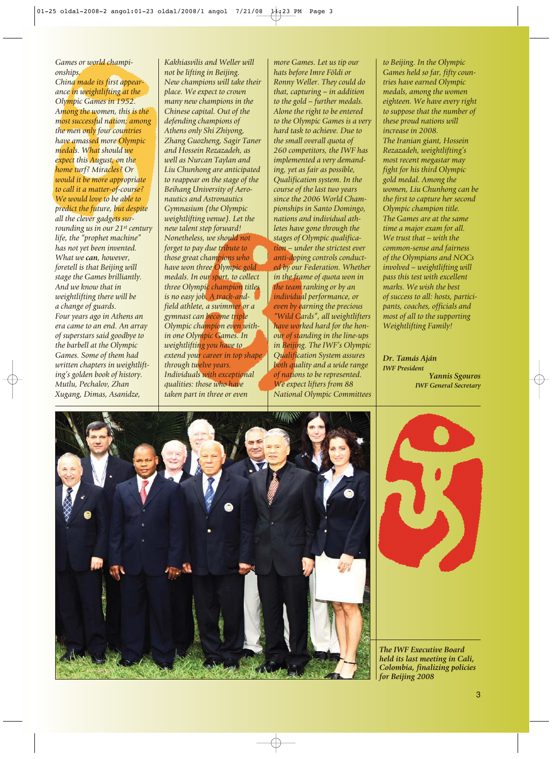*Games or world championships.*

*China made its first appearance in weightlifting at the Olympic Games in 1952. Among the women, this is the most successful nation; among the men only four countries have amassed more Olympic medals. What should we expect this August, on the home turf? Miracles? Or would it be more appropriate to call it a matter-of-course? We would love to be able to predict the future, but despite all the clever gadgets surrounding us in our 21st century life, the "prophet machine" has not yet been invented. What we **can**, however, foretell is that Beijing will stage the Games brilliantly. And we know that in weightlifting there will be a change of guards.*

*Four years ago in Athens an era came to an end. An array of superstars said goodbye to the barbell at the Olympic Games. Some of them had written chapters in weightlifting's golden book of history. Mutlu, Pechalov, Zhan Xugang, Dimas, Asanidze, Kakhiasvilis and Weller will not be lifting in Beijing. New champions will take their place. We expect to crown many new champions in the Chinese capital. Out of the defending champions of Athens only Shi Zhiyong, Zhang Guozheng, Sagir Taner and Hossein Rezazadeh, as well as Nurcan Taylan and Liu Chunhong are anticipated to reappear on the stage of the Beihang University of Aeronautics and Astronautics Gymnasium (the Olympic weightlifting venue). Let the new talent step forward!*

*Nonetheless, we should not forget to pay due tribute to those great champions who have won three Olympic gold medals. In our sport, to collect three Olympic champion titles is no easy job. A track-and-field athlete, a swimmer or a gymnast can become triple Olympic champion even within one Olympic Games. In weightlifting you have to extend your career in top shape through twelve years. Individuals with exceptional qualities: those who have taken part in three or even more Games. Let us tip our hats before Imre Földi or Ronny Weller. They could do that, capturing – in addition to the gold – further medals.*

*Alone the right to be entered to the Olympic Games is a very hard task to achieve. Due to the small overall quota of 260 competitors, the IWF has implemented a very demanding, yet as fair as possible, Qualification system. In the course of the last two years since the 2006 World Championships in Santo Domingo, nations and individual athletes have gone through the stages of Olympic qualification – under the strictest ever anti-doping controls conducted by our Federation. Whether in the frame of quota won in the team ranking or by an individual performance, or even by earning the precious "Wild Cards", all weightlifters have worked hard for the honour of standing in the line-ups in Beijing. The IWF's Olympic Qualification System assures both quality and a wide range of nations to be represented. We expect lifters from 88 National Olympic Committees to Beijing. In the Olympic Games held so far, fifty countries have earned Olympic medals, among the women eighteen. We have every right to suppose that the number of these proud nations will increase in 2008.*

*The Iranian giant, Hossein Rezazadeh, weightlifting's most recent megastar may fight for his third Olympic gold medal. Among the women, Liu Chunhong can be the first to capture her second Olympic champion title.*

*The Games are at the same time a major exam for all. We trust that – with the common-sense and fairness of the Olympians and NOCs involved – weightlifting will pass this test with excellent marks. We wish the best of success to all: hosts, participants, coaches, officials and most of all to the supporting Weightlifting Family!*

***Dr. Tamás Aján***
***IWF President***

***Yannis Sgouros***
***IWF General Secretary***

***The IWF Executive Board held its last meeting in Cali, Colombia, finalizing policies for Beijing 2008***